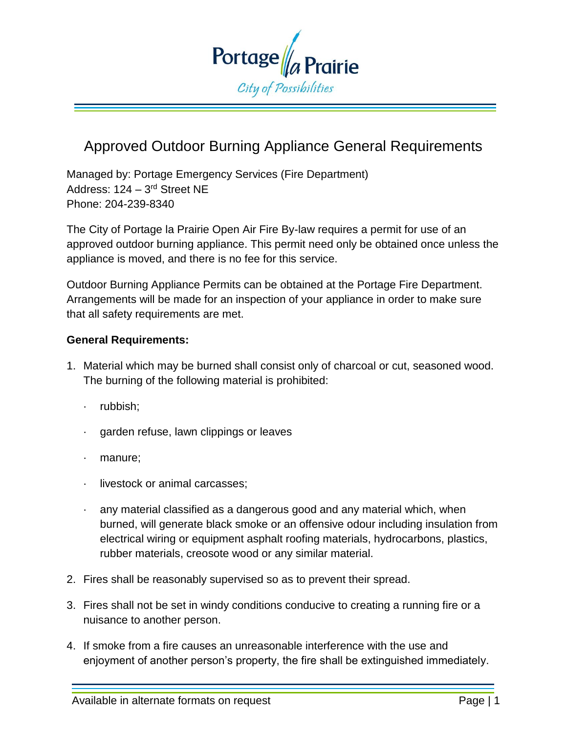# Approved Outdoor Burning Appliance General Requirements

Managed by: Portage Emergency Services (Fire Department)
Address: 124 – 3rd Street NE
Phone: 204-239-8340

The City of Portage la Prairie Open Air Fire By-law requires a permit for use of an approved outdoor burning appliance. This permit need only be obtained once unless the appliance is moved, and there is no fee for this service.

Outdoor Burning Appliance Permits can be obtained at the Portage Fire Department. Arrangements will be made for an inspection of your appliance in order to make sure that all safety requirements are met.

**General Requirements:**

1. Material which may be burned shall consist only of charcoal or cut, seasoned wood. The burning of the following material is prohibited:
   - rubbish;
   - garden refuse, lawn clippings or leaves
   - manure;
   - livestock or animal carcasses;
   - any material classified as a dangerous good and any material which, when burned, will generate black smoke or an offensive odour including insulation from electrical wiring or equipment asphalt roofing materials, hydrocarbons, plastics, rubber materials, creosote wood or any similar material.
2. Fires shall be reasonably supervised so as to prevent their spread.
3. Fires shall not be set in windy conditions conducive to creating a running fire or a nuisance to another person.
4. If smoke from a fire causes an unreasonable interference with the use and enjoyment of another person's property, the fire shall be extinguished immediately.

Available in alternate formats on request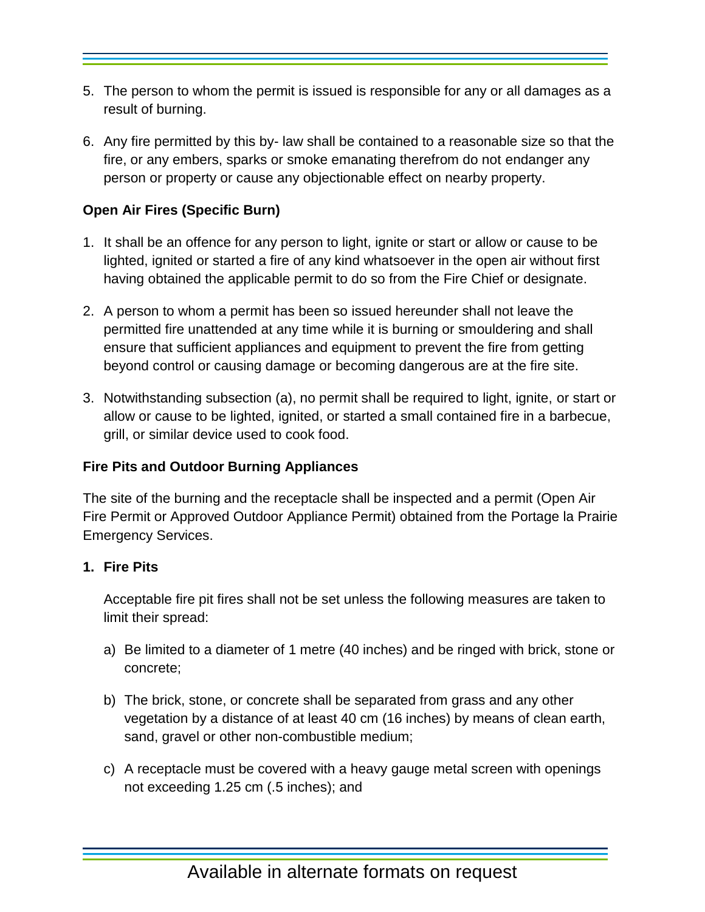5. The person to whom the permit is issued is responsible for any or all damages as a result of burning.

6. Any fire permitted by this by- law shall be contained to a reasonable size so that the fire, or any embers, sparks or smoke emanating therefrom do not endanger any person or property or cause any objectionable effect on nearby property.

**Open Air Fires (Specific Burn)**

1. It shall be an offence for any person to light, ignite or start or allow or cause to be lighted, ignited or started a fire of any kind whatsoever in the open air without first having obtained the applicable permit to do so from the Fire Chief or designate.

2. A person to whom a permit has been so issued hereunder shall not leave the permitted fire unattended at any time while it is burning or smouldering and shall ensure that sufficient appliances and equipment to prevent the fire from getting beyond control or causing damage or becoming dangerous are at the fire site.

3. Notwithstanding subsection (a), no permit shall be required to light, ignite, or start or allow or cause to be lighted, ignited, or started a small contained fire in a barbecue, grill, or similar device used to cook food.

**Fire Pits and Outdoor Burning Appliances**

The site of the burning and the receptacle shall be inspected and a permit (Open Air Fire Permit or Approved Outdoor Appliance Permit) obtained from the Portage la Prairie Emergency Services.

**1. Fire Pits**

Acceptable fire pit fires shall not be set unless the following measures are taken to limit their spread:

a) Be limited to a diameter of 1 metre (40 inches) and be ringed with brick, stone or concrete;

b) The brick, stone, or concrete shall be separated from grass and any other vegetation by a distance of at least 40 cm (16 inches) by means of clean earth, sand, gravel or other non-combustible medium;

c) A receptacle must be covered with a heavy gauge metal screen with openings not exceeding 1.25 cm (.5 inches); and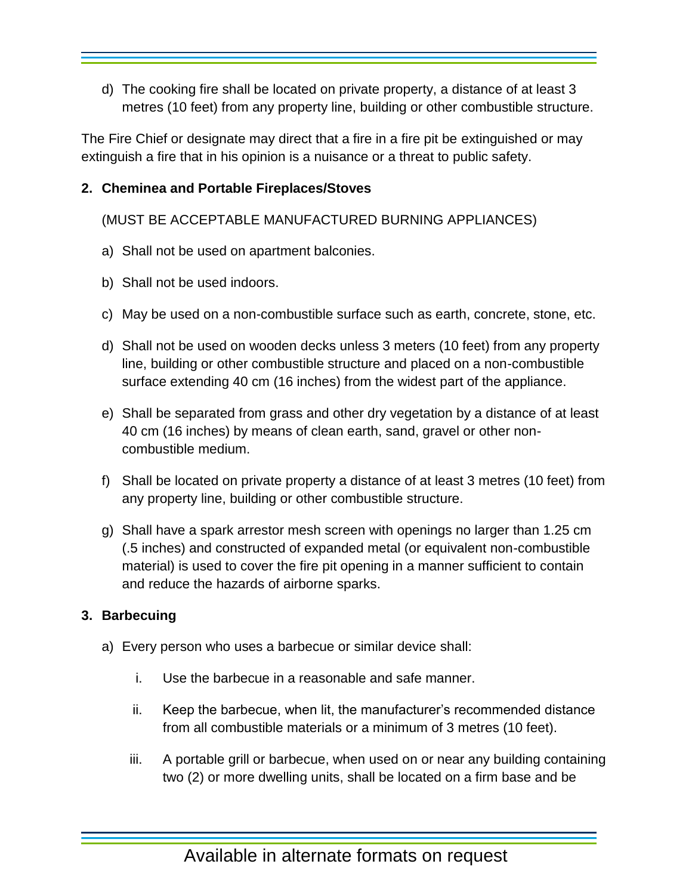d) The cooking fire shall be located on private property, a distance of at least 3 metres (10 feet) from any property line, building or other combustible structure.

The Fire Chief or designate may direct that a fire in a fire pit be extinguished or may extinguish a fire that in his opinion is a nuisance or a threat to public safety.

**2. Cheminea and Portable Fireplaces/Stoves**

(MUST BE ACCEPTABLE MANUFACTURED BURNING APPLIANCES)

a) Shall not be used on apartment balconies.

b) Shall not be used indoors.

c) May be used on a non-combustible surface such as earth, concrete, stone, etc.

d) Shall not be used on wooden decks unless 3 meters (10 feet) from any property line, building or other combustible structure and placed on a non-combustible surface extending 40 cm (16 inches) from the widest part of the appliance.

e) Shall be separated from grass and other dry vegetation by a distance of at least 40 cm (16 inches) by means of clean earth, sand, gravel or other non-combustible medium.

f) Shall be located on private property a distance of at least 3 metres (10 feet) from any property line, building or other combustible structure.

g) Shall have a spark arrestor mesh screen with openings no larger than 1.25 cm (.5 inches) and constructed of expanded metal (or equivalent non-combustible material) is used to cover the fire pit opening in a manner sufficient to contain and reduce the hazards of airborne sparks.

**3. Barbecuing**

a) Every person who uses a barbecue or similar device shall:

   i. Use the barbecue in a reasonable and safe manner.

   ii. Keep the barbecue, when lit, the manufacturer's recommended distance from all combustible materials or a minimum of 3 metres (10 feet).

   iii. A portable grill or barbecue, when used on or near any building containing two (2) or more dwelling units, shall be located on a firm base and be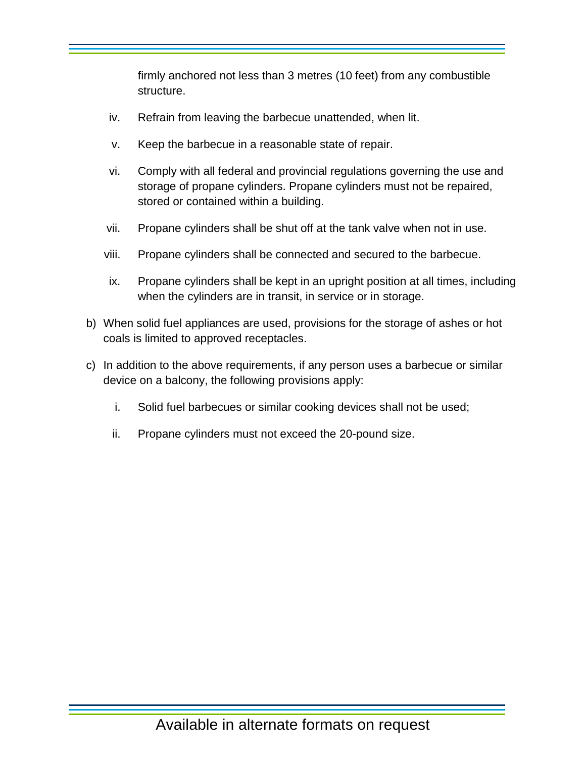firmly anchored not less than 3 metres (10 feet) from any combustible structure.

iv. Refrain from leaving the barbecue unattended, when lit.

v. Keep the barbecue in a reasonable state of repair.

vi. Comply with all federal and provincial regulations governing the use and storage of propane cylinders. Propane cylinders must not be repaired, stored or contained within a building.

vii. Propane cylinders shall be shut off at the tank valve when not in use.

viii. Propane cylinders shall be connected and secured to the barbecue.

ix. Propane cylinders shall be kept in an upright position at all times, including when the cylinders are in transit, in service or in storage.

b) When solid fuel appliances are used, provisions for the storage of ashes or hot coals is limited to approved receptacles.

c) In addition to the above requirements, if any person uses a barbecue or similar device on a balcony, the following provisions apply:

i. Solid fuel barbecues or similar cooking devices shall not be used;

ii. Propane cylinders must not exceed the 20-pound size.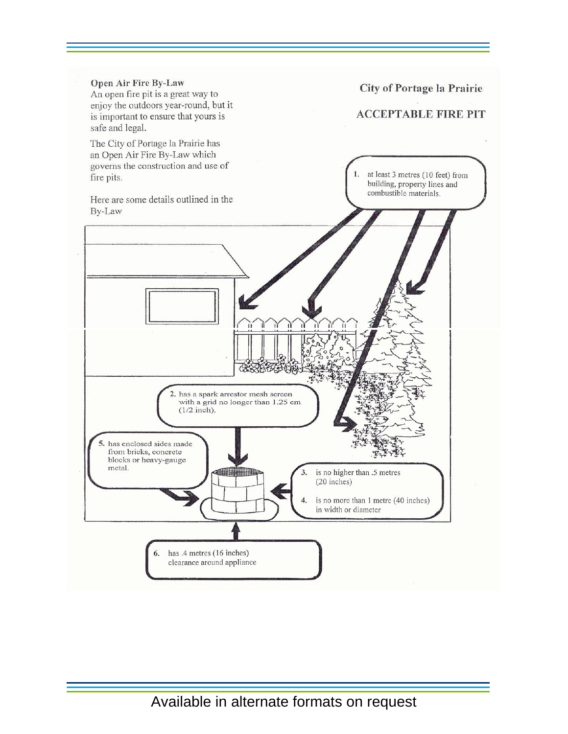**Open Air Fire By-Law**

An open fire pit is a great way to enjoy the outdoors year-round, but it is important to ensure that yours is safe and legal.

The City of Portage la Prairie has an Open Air Fire By-Law which governs the construction and use of fire pits.

Here are some details outlined in the By-Law

## City of Portage la Prairie

## ACCEPTABLE FIRE PIT

1. at least 3 metres (10 feet) from building, property lines and combustible materials.

2. has a spark arrestor mesh screen with a grid no longer than 1.25 cm (1/2 inch).

3. is no higher than .5 metres (20 inches)

4. is no more than 1 metre (40 inches) in width or diameter

5. has enclosed sides made from bricks, concrete blocks or heavy-gauge metal.

6. has .4 metres (16 inches) clearance around appliance

Available in alternate formats on request